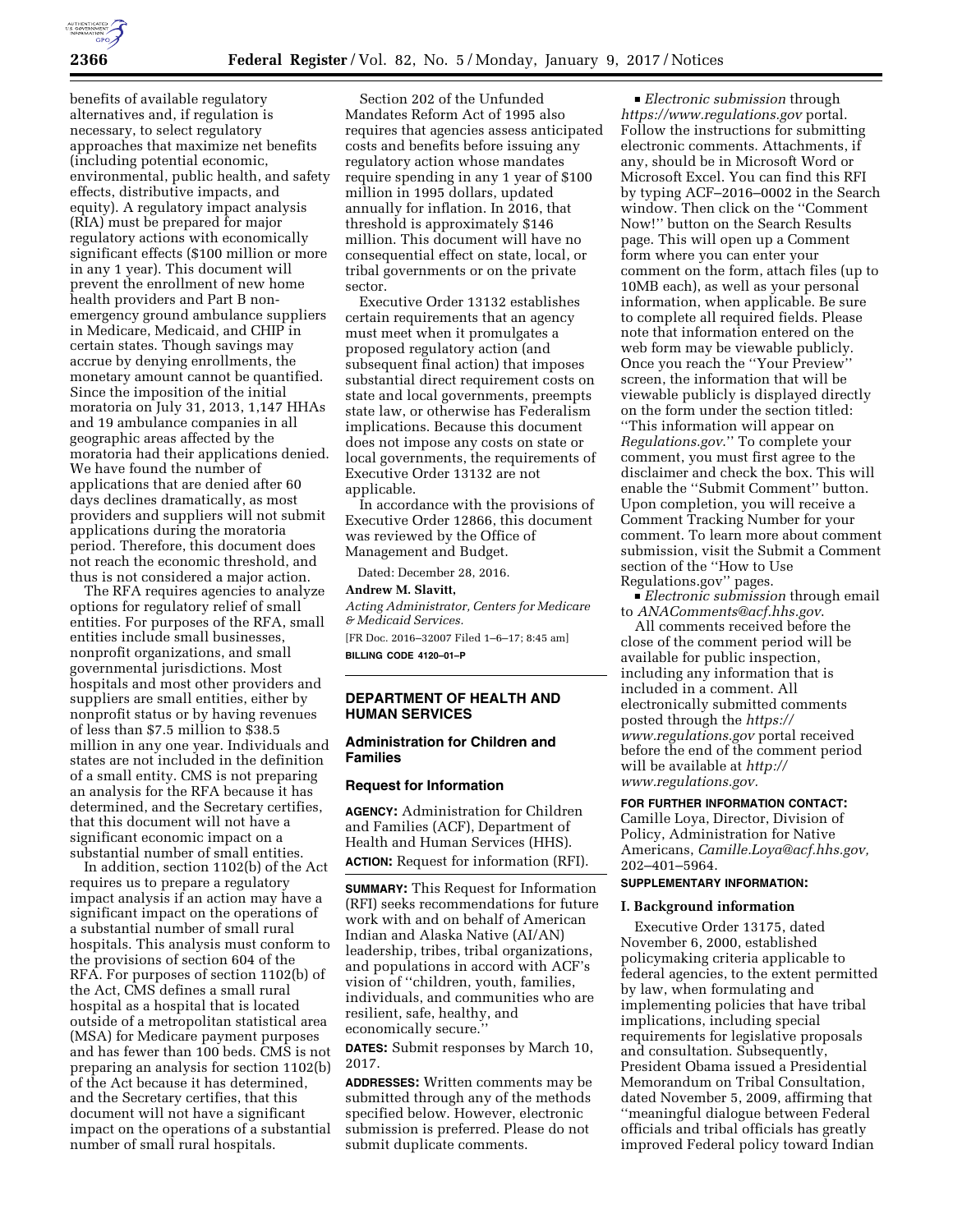benefits of available regulatory alternatives and, if regulation is necessary, to select regulatory approaches that maximize net benefits (including potential economic, environmental, public health, and safety effects, distributive impacts, and equity). A regulatory impact analysis (RIA) must be prepared for major regulatory actions with economically significant effects ($100 million or more in any 1 year). This document will prevent the enrollment of new home health providers and Part B non-emergency ground ambulance suppliers in Medicare, Medicaid, and CHIP in certain states. Though savings may accrue by denying enrollments, the monetary amount cannot be quantified. Since the imposition of the initial moratoria on July 31, 2013, 1,147 HHAs and 19 ambulance companies in all geographic areas affected by the moratoria had their applications denied. We have found the number of applications that are denied after 60 days declines dramatically, as most providers and suppliers will not submit applications during the moratoria period. Therefore, this document does not reach the economic threshold, and thus is not considered a major action.

The RFA requires agencies to analyze options for regulatory relief of small entities. For purposes of the RFA, small entities include small businesses, nonprofit organizations, and small governmental jurisdictions. Most hospitals and most other providers and suppliers are small entities, either by nonprofit status or by having revenues of less than $7.5 million to $38.5 million in any one year. Individuals and states are not included in the definition of a small entity. CMS is not preparing an analysis for the RFA because it has determined, and the Secretary certifies, that this document will not have a significant economic impact on a substantial number of small entities.

In addition, section 1102(b) of the Act requires us to prepare a regulatory impact analysis if an action may have a significant impact on the operations of a substantial number of small rural hospitals. This analysis must conform to the provisions of section 604 of the RFA. For purposes of section 1102(b) of the Act, CMS defines a small rural hospital as a hospital that is located outside of a metropolitan statistical area (MSA) for Medicare payment purposes and has fewer than 100 beds. CMS is not preparing an analysis for section 1102(b) of the Act because it has determined, and the Secretary certifies, that this document will not have a significant impact on the operations of a substantial number of small rural hospitals.

Section 202 of the Unfunded Mandates Reform Act of 1995 also requires that agencies assess anticipated costs and benefits before issuing any regulatory action whose mandates require spending in any 1 year of $100 million in 1995 dollars, updated annually for inflation. In 2016, that threshold is approximately $146 million. This document will have no consequential effect on state, local, or tribal governments or on the private sector.

Executive Order 13132 establishes certain requirements that an agency must meet when it promulgates a proposed regulatory action (and subsequent final action) that imposes substantial direct requirement costs on state and local governments, preempts state law, or otherwise has Federalism implications. Because this document does not impose any costs on state or local governments, the requirements of Executive Order 13132 are not applicable.

In accordance with the provisions of Executive Order 12866, this document was reviewed by the Office of Management and Budget.

Dated: December 28, 2016.

**Andrew M. Slavitt,**

*Acting Administrator, Centers for Medicare & Medicaid Services.*

[FR Doc. 2016–32007 Filed 1–6–17; 8:45 am]

**BILLING CODE 4120–01–P**

---

## DEPARTMENT OF HEALTH AND HUMAN SERVICES

### Administration for Children and Families

### Request for Information

**AGENCY:** Administration for Children and Families (ACF), Department of Health and Human Services (HHS).

**ACTION:** Request for information (RFI).

**SUMMARY:** This Request for Information (RFI) seeks recommendations for future work with and on behalf of American Indian and Alaska Native (AI/AN) leadership, tribes, tribal organizations, and populations in accord with ACF's vision of ''children, youth, families, individuals, and communities who are resilient, safe, healthy, and economically secure.''

**DATES:** Submit responses by March 10, 2017.

**ADDRESSES:** Written comments may be submitted through any of the methods specified below. However, electronic submission is preferred. Please do not submit duplicate comments.

- *Electronic submission* through *https://www.regulations.gov* portal. Follow the instructions for submitting electronic comments. Attachments, if any, should be in Microsoft Word or Microsoft Excel. You can find this RFI by typing ACF–2016–0002 in the Search window. Then click on the ''Comment Now!'' button on the Search Results page. This will open up a Comment form where you can enter your comment on the form, attach files (up to 10MB each), as well as your personal information, when applicable. Be sure to complete all required fields. Please note that information entered on the web form may be viewable publicly. Once you reach the ''Your Preview'' screen, the information that will be viewable publicly is displayed directly on the form under the section titled: ''This information will appear on *Regulations.gov.*'' To complete your comment, you must first agree to the disclaimer and check the box. This will enable the ''Submit Comment'' button. Upon completion, you will receive a Comment Tracking Number for your comment. To learn more about comment submission, visit the Submit a Comment section of the ''How to Use Regulations.gov'' pages.
- *Electronic submission* through email to *ANAComments@acf.hhs.gov*.

All comments received before the close of the comment period will be available for public inspection, including any information that is included in a comment. All electronically submitted comments posted through the *https://www.regulations.gov* portal received before the end of the comment period will be available at *http://www.regulations.gov*.

**FOR FURTHER INFORMATION CONTACT:** Camille Loya, Director, Division of Policy, Administration for Native Americans, *Camille.Loya@acf.hhs.gov,* 202–401–5964.

**SUPPLEMENTARY INFORMATION:**

#### I. Background information

Executive Order 13175, dated November 6, 2000, established policymaking criteria applicable to federal agencies, to the extent permitted by law, when formulating and implementing policies that have tribal implications, including special requirements for legislative proposals and consultation. Subsequently, President Obama issued a Presidential Memorandum on Tribal Consultation, dated November 5, 2009, affirming that ''meaningful dialogue between Federal officials and tribal officials has greatly improved Federal policy toward Indian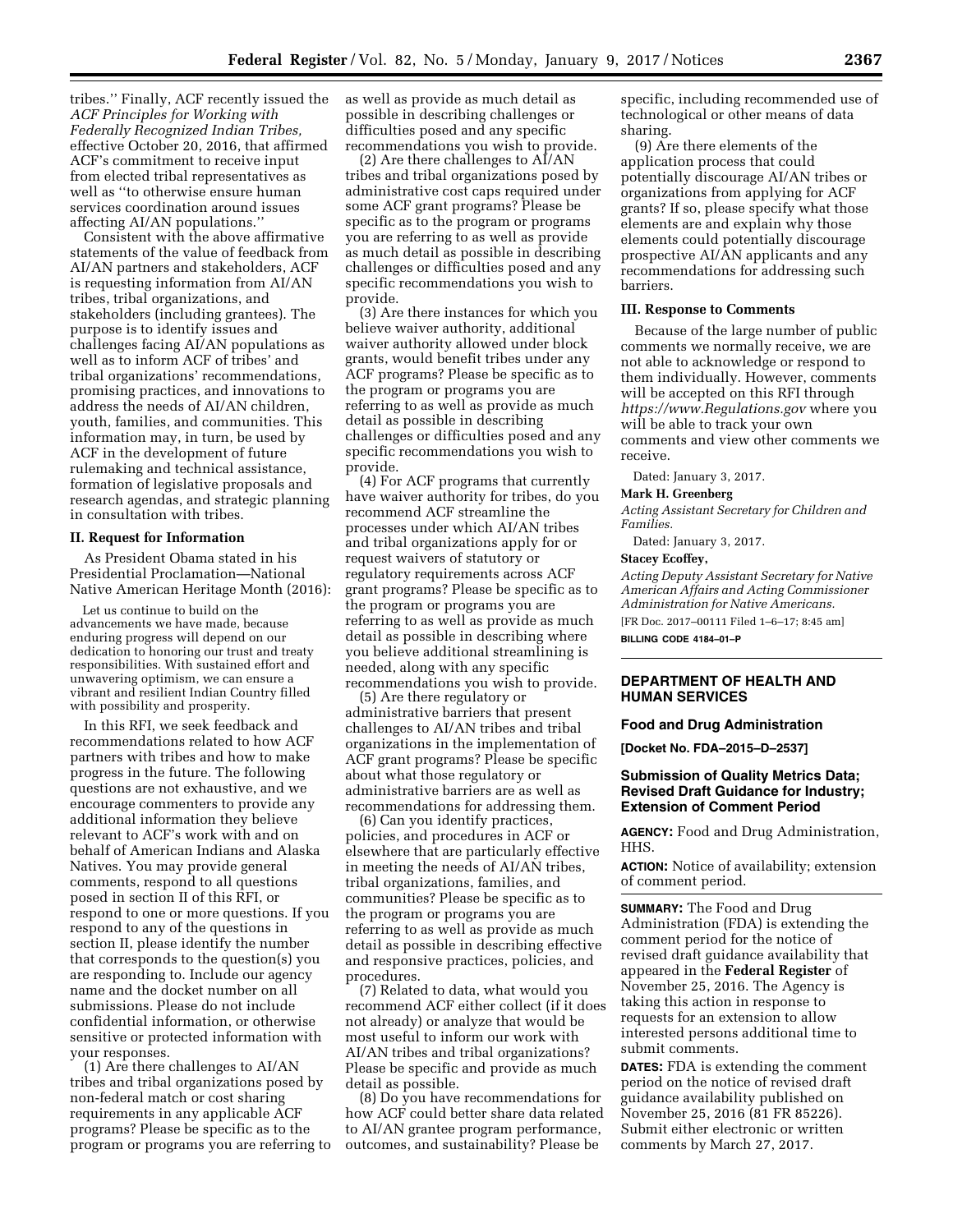tribes.'' Finally, ACF recently issued the *ACF Principles for Working with Federally Recognized Indian Tribes,* effective October 20, 2016, that affirmed ACF's commitment to receive input from elected tribal representatives as well as ''to otherwise ensure human services coordination around issues affecting AI/AN populations.''

Consistent with the above affirmative statements of the value of feedback from AI/AN partners and stakeholders, ACF is requesting information from AI/AN tribes, tribal organizations, and stakeholders (including grantees). The purpose is to identify issues and challenges facing AI/AN populations as well as to inform ACF of tribes' and tribal organizations' recommendations, promising practices, and innovations to address the needs of AI/AN children, youth, families, and communities. This information may, in turn, be used by ACF in the development of future rulemaking and technical assistance, formation of legislative proposals and research agendas, and strategic planning in consultation with tribes.

## II. Request for Information

As President Obama stated in his Presidential Proclamation—National Native American Heritage Month (2016):

> Let us continue to build on the advancements we have made, because enduring progress will depend on our dedication to honoring our trust and treaty responsibilities. With sustained effort and unwavering optimism, we can ensure a vibrant and resilient Indian Country filled with possibility and prosperity.

In this RFI, we seek feedback and recommendations related to how ACF partners with tribes and how to make progress in the future. The following questions are not exhaustive, and we encourage commenters to provide any additional information they believe relevant to ACF's work with and on behalf of American Indians and Alaska Natives. You may provide general comments, respond to all questions posed in section II of this RFI, or respond to one or more questions. If you respond to any of the questions in section II, please identify the number that corresponds to the question(s) you are responding to. Include our agency name and the docket number on all submissions. Please do not include confidential information, or otherwise sensitive or protected information with your responses.

(1) Are there challenges to AI/AN tribes and tribal organizations posed by non-federal match or cost sharing requirements in any applicable ACF programs? Please be specific as to the program or programs you are referring to as well as provide as much detail as possible in describing challenges or difficulties posed and any specific recommendations you wish to provide.

(2) Are there challenges to AI/AN tribes and tribal organizations posed by administrative cost caps required under some ACF grant programs? Please be specific as to the program or programs you are referring to as well as provide as much detail as possible in describing challenges or difficulties posed and any specific recommendations you wish to provide.

(3) Are there instances for which you believe waiver authority, additional waiver authority allowed under block grants, would benefit tribes under any ACF programs? Please be specific as to the program or programs you are referring to as well as provide as much detail as possible in describing challenges or difficulties posed and any specific recommendations you wish to provide.

(4) For ACF programs that currently have waiver authority for tribes, do you recommend ACF streamline the processes under which AI/AN tribes and tribal organizations apply for or request waivers of statutory or regulatory requirements across ACF grant programs? Please be specific as to the program or programs you are referring to as well as provide as much detail as possible in describing where you believe additional streamlining is needed, along with any specific recommendations you wish to provide.

(5) Are there regulatory or administrative barriers that present challenges to AI/AN tribes and tribal organizations in the implementation of ACF grant programs? Please be specific about what those regulatory or administrative barriers are as well as recommendations for addressing them.

(6) Can you identify practices, policies, and procedures in ACF or elsewhere that are particularly effective in meeting the needs of AI/AN tribes, tribal organizations, families, and communities? Please be specific as to the program or programs you are referring to as well as provide as much detail as possible in describing effective and responsive practices, policies, and procedures.

(7) Related to data, what would you recommend ACF either collect (if it does not already) or analyze that would be most useful to inform our work with AI/AN tribes and tribal organizations? Please be specific and provide as much detail as possible.

(8) Do you have recommendations for how ACF could better share data related to AI/AN grantee program performance, outcomes, and sustainability? Please be specific, including recommended use of technological or other means of data sharing.

(9) Are there elements of the application process that could potentially discourage AI/AN tribes or organizations from applying for ACF grants? If so, please specify what those elements are and explain why those elements could potentially discourage prospective AI/AN applicants and any recommendations for addressing such barriers.

## III. Response to Comments

Because of the large number of public comments we normally receive, we are not able to acknowledge or respond to them individually. However, comments will be accepted on this RFI through *https://www.Regulations.gov* where you will be able to track your own comments and view other comments we receive.

Dated: January 3, 2017.

**Mark H. Greenberg**

*Acting Assistant Secretary for Children and Families.*

Dated: January 3, 2017.

**Stacey Ecoffey,**

*Acting Deputy Assistant Secretary for Native American Affairs and Acting Commissioner Administration for Native Americans.*

[FR Doc. 2017–00111 Filed 1–6–17; 8:45 am]

**BILLING CODE 4184–01–P**

---

# DEPARTMENT OF HEALTH AND HUMAN SERVICES

## Food and Drug Administration

**[Docket No. FDA–2015–D–2537]**

## Submission of Quality Metrics Data; Revised Draft Guidance for Industry; Extension of Comment Period

**AGENCY:** Food and Drug Administration, HHS.

**ACTION:** Notice of availability; extension of comment period.

**SUMMARY:** The Food and Drug Administration (FDA) is extending the comment period for the notice of revised draft guidance availability that appeared in the **Federal Register** of November 25, 2016. The Agency is taking this action in response to requests for an extension to allow interested persons additional time to submit comments.

**DATES:** FDA is extending the comment period on the notice of revised draft guidance availability published on November 25, 2016 (81 FR 85226). Submit either electronic or written comments by March 27, 2017.